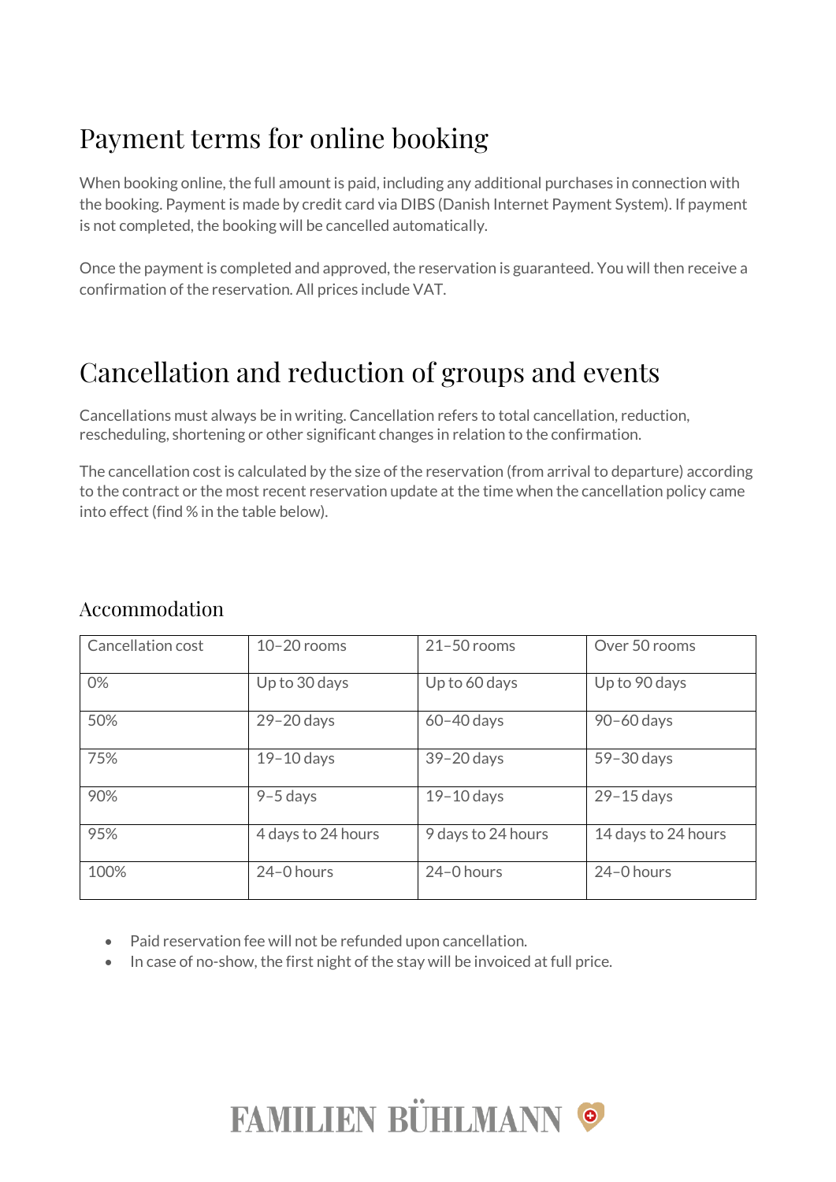# Payment terms for online booking

When booking online, the full amount is paid, including any additional purchases in connection with the booking. Payment is made by credit card via DIBS (Danish Internet Payment System). If payment is not completed, the booking will be cancelled automatically.

Once the payment is completed and approved, the reservation is guaranteed. You will then receive a confirmation of the reservation. All prices include VAT.

# Cancellation and reduction of groups and events

Cancellations must always be in writing. Cancellation refers to total cancellation, reduction, rescheduling, shortening or other significant changes in relation to the confirmation.

The cancellation cost is calculated by the size of the reservation (from arrival to departure) according to the contract or the most recent reservation update at the time when the cancellation policy came into effect (find % in the table below).

## Accommodation

| Cancellation cost | 10–20 rooms | 21–50 rooms | Over 50 rooms |
|---|---|---|---|
| 0% | Up to 30 days | Up to 60 days | Up to 90 days |
| 50% | 29–20 days | 60–40 days | 90–60 days |
| 75% | 19–10 days | 39–20 days | 59–30 days |
| 90% | 9–5 days | 19–10 days | 29–15 days |
| 95% | 4 days to 24 hours | 9 days to 24 hours | 14 days to 24 hours |
| 100% | 24–0 hours | 24–0 hours | 24–0 hours |

- Paid reservation fee will not be refunded upon cancellation.
- In case of no-show, the first night of the stay will be invoiced at full price.

FAMILIEN BÜHLMANN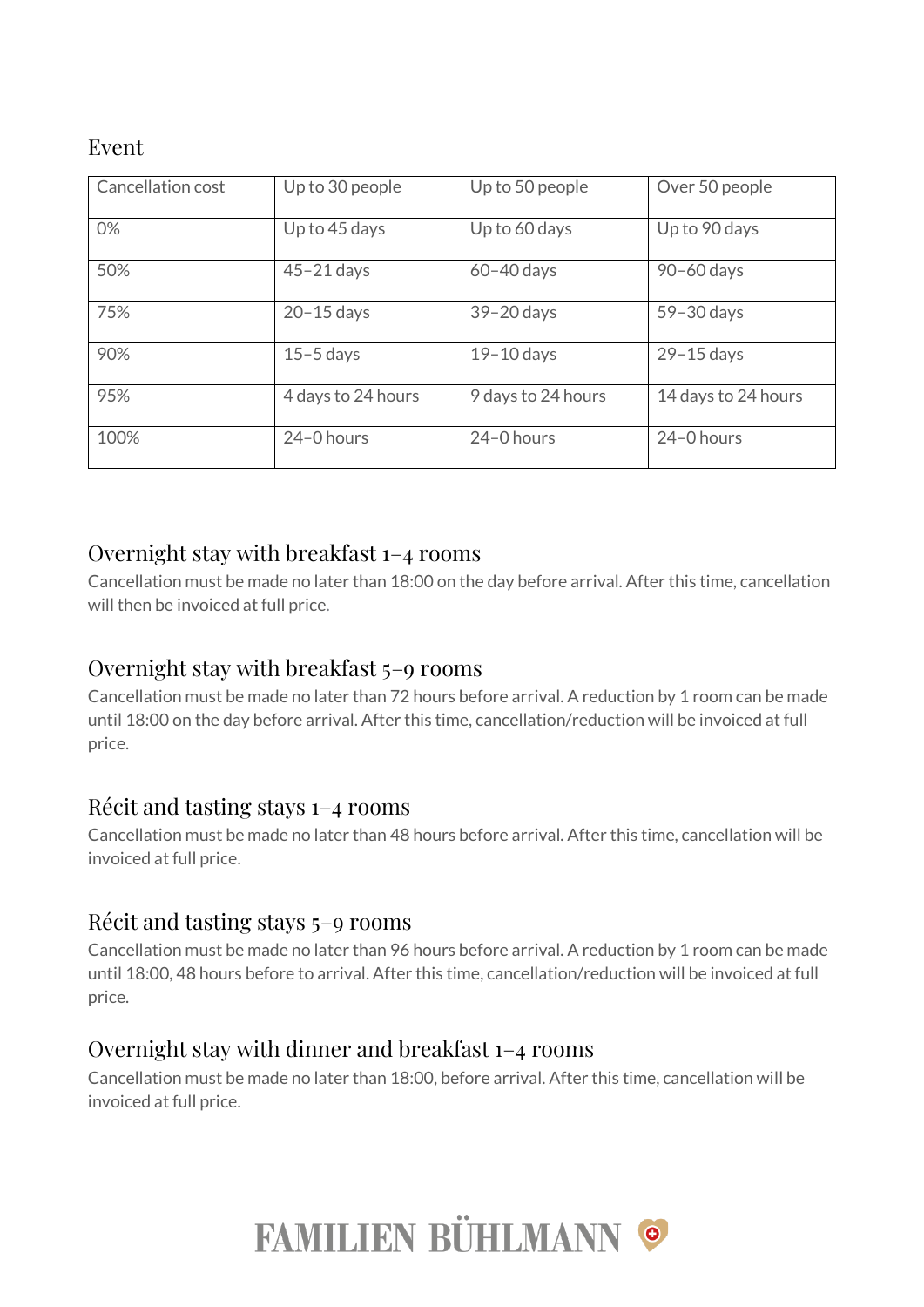## Event

| Cancellation cost | Up to 30 people | Up to 50 people | Over 50 people |
|---|---|---|---|
| 0% | Up to 45 days | Up to 60 days | Up to 90 days |
| 50% | 45–21 days | 60–40 days | 90–60 days |
| 75% | 20–15 days | 39–20 days | 59–30 days |
| 90% | 15–5 days | 19–10 days | 29–15 days |
| 95% | 4 days to 24 hours | 9 days to 24 hours | 14 days to 24 hours |
| 100% | 24–0 hours | 24–0 hours | 24–0 hours |

## Overnight stay with breakfast 1–4 rooms

Cancellation must be made no later than 18:00 on the day before arrival. After this time, cancellation will then be invoiced at full price.

## Overnight stay with breakfast 5–9 rooms

Cancellation must be made no later than 72 hours before arrival. A reduction by 1 room can be made until 18:00 on the day before arrival. After this time, cancellation/reduction will be invoiced at full price.

## Récit and tasting stays 1–4 rooms

Cancellation must be made no later than 48 hours before arrival. After this time, cancellation will be invoiced at full price.

## Récit and tasting stays 5–9 rooms

Cancellation must be made no later than 96 hours before arrival. A reduction by 1 room can be made until 18:00, 48 hours before to arrival. After this time, cancellation/reduction will be invoiced at full price.

## Overnight stay with dinner and breakfast 1–4 rooms

Cancellation must be made no later than 18:00, before arrival. After this time, cancellation will be invoiced at full price.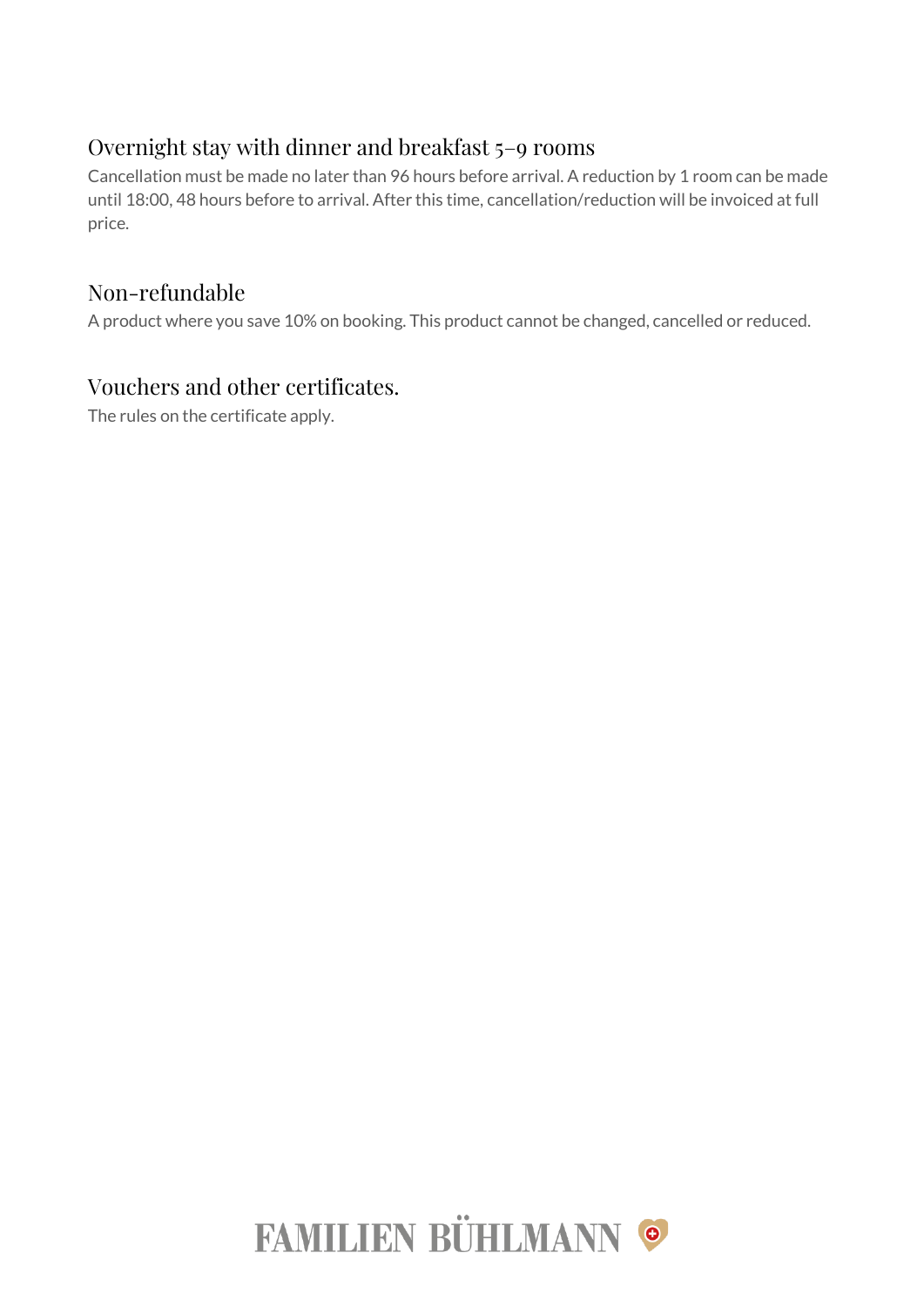## Overnight stay with dinner and breakfast 5–9 rooms

Cancellation must be made no later than 96 hours before arrival. A reduction by 1 room can be made until 18:00, 48 hours before to arrival. After this time, cancellation/reduction will be invoiced at full price.

## Non-refundable

A product where you save 10% on booking. This product cannot be changed, cancelled or reduced.

## Vouchers and other certificates.

The rules on the certificate apply.